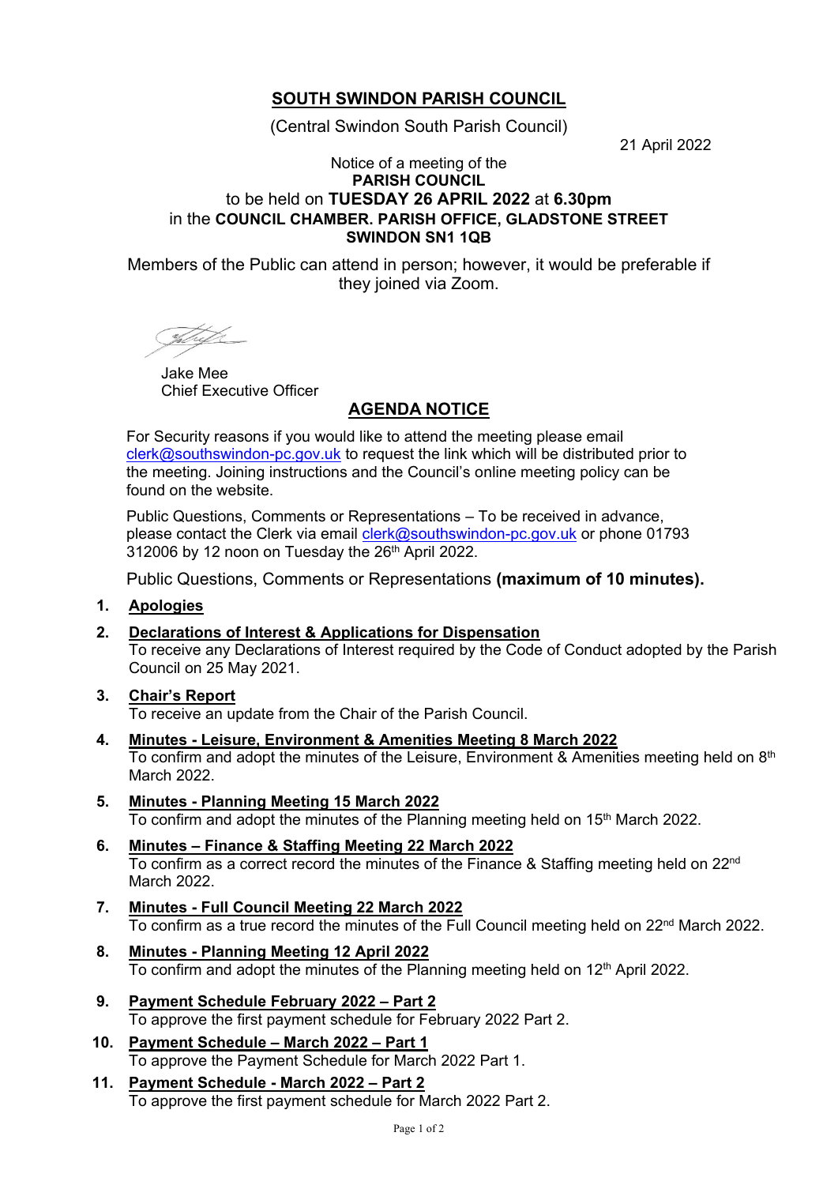# SOUTH SWINDON PARISH COUNCIL

(Central Swindon South Parish Council)

21 April 2022

Notice of a meeting of the
**PARISH COUNCIL**
to be held on **TUESDAY 26 APRIL 2022** at **6.30pm**
in the **COUNCIL CHAMBER. PARISH OFFICE, GLADSTONE STREET SWINDON SN1 1QB**

Members of the Public can attend in person; however, it would be preferable if they joined via Zoom.

Jake Mee
Chief Executive Officer

## AGENDA NOTICE

For Security reasons if you would like to attend the meeting please email clerk@southswindon-pc.gov.uk to request the link which will be distributed prior to the meeting. Joining instructions and the Council's online meeting policy can be found on the website.

Public Questions, Comments or Representations – To be received in advance, please contact the Clerk via email clerk@southswindon-pc.gov.uk or phone 01793 312006 by 12 noon on Tuesday the 26th April 2022.

Public Questions, Comments or Representations **(maximum of 10 minutes).**

1. **Apologies**

2. **Declarations of Interest & Applications for Dispensation**
   To receive any Declarations of Interest required by the Code of Conduct adopted by the Parish Council on 25 May 2021.

3. **Chair's Report**
   To receive an update from the Chair of the Parish Council.

4. **Minutes - Leisure, Environment & Amenities Meeting 8 March 2022**
   To confirm and adopt the minutes of the Leisure, Environment & Amenities meeting held on 8th March 2022.

5. **Minutes - Planning Meeting 15 March 2022**
   To confirm and adopt the minutes of the Planning meeting held on 15th March 2022.

6. **Minutes – Finance & Staffing Meeting 22 March 2022**
   To confirm as a correct record the minutes of the Finance & Staffing meeting held on 22nd March 2022.

7. **Minutes - Full Council Meeting 22 March 2022**
   To confirm as a true record the minutes of the Full Council meeting held on 22nd March 2022.

8. **Minutes - Planning Meeting 12 April 2022**
   To confirm and adopt the minutes of the Planning meeting held on 12th April 2022.

9. **Payment Schedule February 2022 – Part 2**
   To approve the first payment schedule for February 2022 Part 2.

10. **Payment Schedule – March 2022 – Part 1**
    To approve the Payment Schedule for March 2022 Part 1.

11. **Payment Schedule - March 2022 – Part 2**
    To approve the first payment schedule for March 2022 Part 2.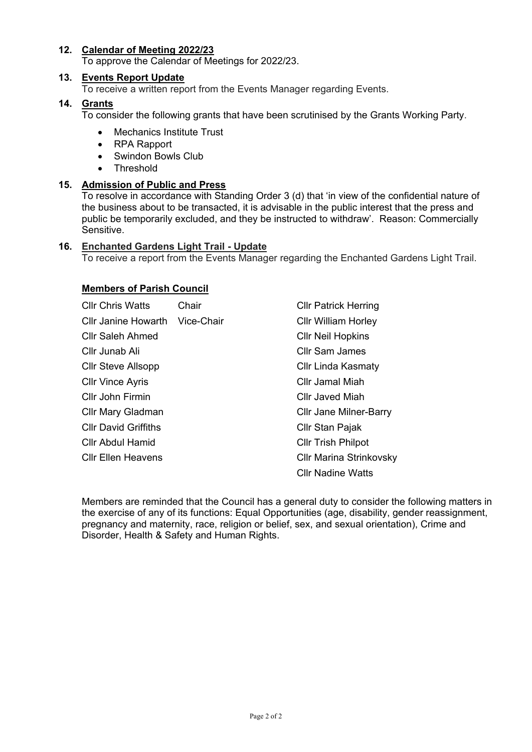**12. Calendar of Meeting 2022/23**

To approve the Calendar of Meetings for 2022/23.

**13. Events Report Update**

To receive a written report from the Events Manager regarding Events.

**14. Grants**

To consider the following grants that have been scrutinised by the Grants Working Party.

- Mechanics Institute Trust
- RPA Rapport
- Swindon Bowls Club
- Threshold

**15. Admission of Public and Press**

To resolve in accordance with Standing Order 3 (d) that 'in view of the confidential nature of the business about to be transacted, it is advisable in the public interest that the press and public be temporarily excluded, and they be instructed to withdraw'. Reason: Commercially Sensitive.

**16. Enchanted Gardens Light Trail - Update**

To receive a report from the Events Manager regarding the Enchanted Gardens Light Trail.

**Members of Parish Council**

| | | |
|---|---|---|
| Cllr Chris Watts | Chair | Cllr Patrick Herring |
| Cllr Janine Howarth | Vice-Chair | Cllr William Horley |
| Cllr Saleh Ahmed | | Cllr Neil Hopkins |
| Cllr Junab Ali | | Cllr Sam James |
| Cllr Steve Allsopp | | Cllr Linda Kasmaty |
| Cllr Vince Ayris | | Cllr Jamal Miah |
| Cllr John Firmin | | Cllr Javed Miah |
| Cllr Mary Gladman | | Cllr Jane Milner-Barry |
| Cllr David Griffiths | | Cllr Stan Pajak |
| Cllr Abdul Hamid | | Cllr Trish Philpot |
| Cllr Ellen Heavens | | Cllr Marina Strinkovsky |
| | | Cllr Nadine Watts |

Members are reminded that the Council has a general duty to consider the following matters in the exercise of any of its functions: Equal Opportunities (age, disability, gender reassignment, pregnancy and maternity, race, religion or belief, sex, and sexual orientation), Crime and Disorder, Health & Safety and Human Rights.